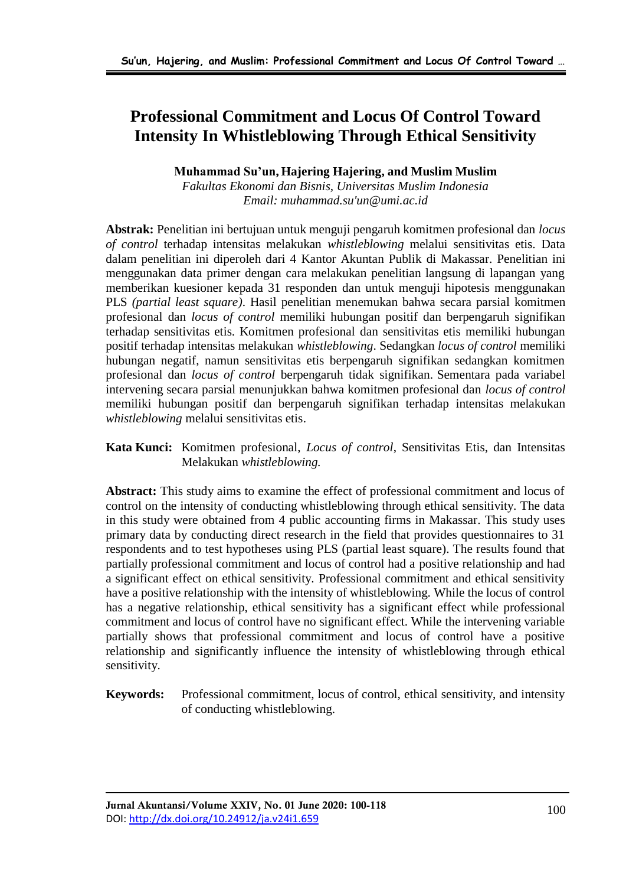# Professional Commitment and Locus Of Control Toward Intensity In Whistleblowing Through Ethical Sensitivity

**Muhammad Su'un, Hajering Hajering, and Muslim Muslim**

*Fakultas Ekonomi dan Bisnis, Universitas Muslim Indonesia*
*Email: muhammad.su'un@umi.ac.id*

**Abstrak:** Penelitian ini bertujuan untuk menguji pengaruh komitmen profesional dan *locus of control* terhadap intensitas melakukan *whistleblowing* melalui sensitivitas etis. Data dalam penelitian ini diperoleh dari 4 Kantor Akuntan Publik di Makassar. Penelitian ini menggunakan data primer dengan cara melakukan penelitian langsung di lapangan yang memberikan kuesioner kepada 31 responden dan untuk menguji hipotesis menggunakan PLS *(partial least square)*. Hasil penelitian menemukan bahwa secara parsial komitmen profesional dan *locus of control* memiliki hubungan positif dan berpengaruh signifikan terhadap sensitivitas etis. Komitmen profesional dan sensitivitas etis memiliki hubungan positif terhadap intensitas melakukan *whistleblowing*. Sedangkan *locus of control* memiliki hubungan negatif, namun sensitivitas etis berpengaruh signifikan sedangkan komitmen profesional dan *locus of control* berpengaruh tidak signifikan. Sementara pada variabel intervening secara parsial menunjukkan bahwa komitmen profesional dan *locus of control* memiliki hubungan positif dan berpengaruh signifikan terhadap intensitas melakukan *whistleblowing* melalui sensitivitas etis.

**Kata Kunci:** Komitmen profesional, *Locus of control*, Sensitivitas Etis, dan Intensitas Melakukan *whistleblowing.*

**Abstract:** This study aims to examine the effect of professional commitment and locus of control on the intensity of conducting whistleblowing through ethical sensitivity. The data in this study were obtained from 4 public accounting firms in Makassar. This study uses primary data by conducting direct research in the field that provides questionnaires to 31 respondents and to test hypotheses using PLS (partial least square). The results found that partially professional commitment and locus of control had a positive relationship and had a significant effect on ethical sensitivity. Professional commitment and ethical sensitivity have a positive relationship with the intensity of whistleblowing. While the locus of control has a negative relationship, ethical sensitivity has a significant effect while professional commitment and locus of control have no significant effect. While the intervening variable partially shows that professional commitment and locus of control have a positive relationship and significantly influence the intensity of whistleblowing through ethical sensitivity.

**Keywords:** Professional commitment, locus of control, ethical sensitivity, and intensity of conducting whistleblowing.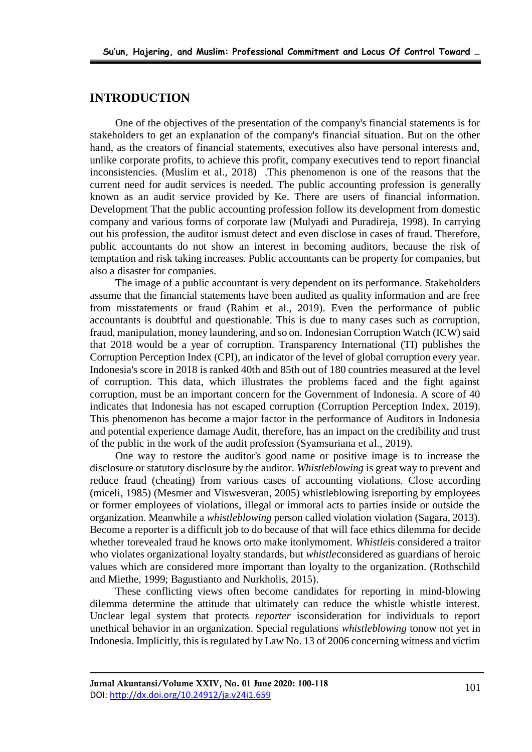## INTRODUCTION

One of the objectives of the presentation of the company's financial statements is for stakeholders to get an explanation of the company's financial situation. But on the other hand, as the creators of financial statements, executives also have personal interests and, unlike corporate profits, to achieve this profit, company executives tend to report financial inconsistencies. (Muslim et al., 2018) .This phenomenon is one of the reasons that the current need for audit services is needed. The public accounting profession is generally known as an audit service provided by Ke. There are users of financial information. Development That the public accounting profession follow its development from domestic company and various forms of corporate law (Mulyadi and Puradireja, 1998). In carrying out his profession, the auditor ismust detect and even disclose in cases of fraud. Therefore, public accountants do not show an interest in becoming auditors, because the risk of temptation and risk taking increases. Public accountants can be property for companies, but also a disaster for companies.

The image of a public accountant is very dependent on its performance. Stakeholders assume that the financial statements have been audited as quality information and are free from misstatements or fraud (Rahim et al., 2019). Even the performance of public accountants is doubtful and questionable. This is due to many cases such as corruption, fraud, manipulation, money laundering, and so on. Indonesian Corruption Watch (ICW) said that 2018 would be a year of corruption. Transparency International (TI) publishes the Corruption Perception Index (CPI), an indicator of the level of global corruption every year. Indonesia's score in 2018 is ranked 40th and 85th out of 180 countries measured at the level of corruption. This data, which illustrates the problems faced and the fight against corruption, must be an important concern for the Government of Indonesia. A score of 40 indicates that Indonesia has not escaped corruption (Corruption Perception Index, 2019). This phenomenon has become a major factor in the performance of Auditors in Indonesia and potential experience damage Audit, therefore, has an impact on the credibility and trust of the public in the work of the audit profession (Syamsuriana et al., 2019).

One way to restore the auditor's good name or positive image is to increase the disclosure or statutory disclosure by the auditor. *Whistleblowing* is great way to prevent and reduce fraud (cheating) from various cases of accounting violations. Close according (miceli, 1985) (Mesmer and Viswesveran, 2005) whistleblowing isreporting by employees or former employees of violations, illegal or immoral acts to parties inside or outside the organization. Meanwhile a *whistleblowing* person called violation violation (Sagara, 2013). Become a reporter is a difficult job to do because of that will face ethics dilemma for decide whether torevealed fraud he knows orto make itonlymoment. *Whistle*is considered a traitor who violates organizational loyalty standards, but *whistle*considered as guardians of heroic values which are considered more important than loyalty to the organization. (Rothschild and Miethe, 1999; Bagustianto and Nurkholis, 2015).

These conflicting views often become candidates for reporting in mind-blowing dilemma determine the attitude that ultimately can reduce the whistle whistle interest. Unclear legal system that protects *reporter* isconsideration for individuals to report unethical behavior in an organization. Special regulations *whistleblowing* tonow not yet in Indonesia. Implicitly, this is regulated by Law No. 13 of 2006 concerning witness and victim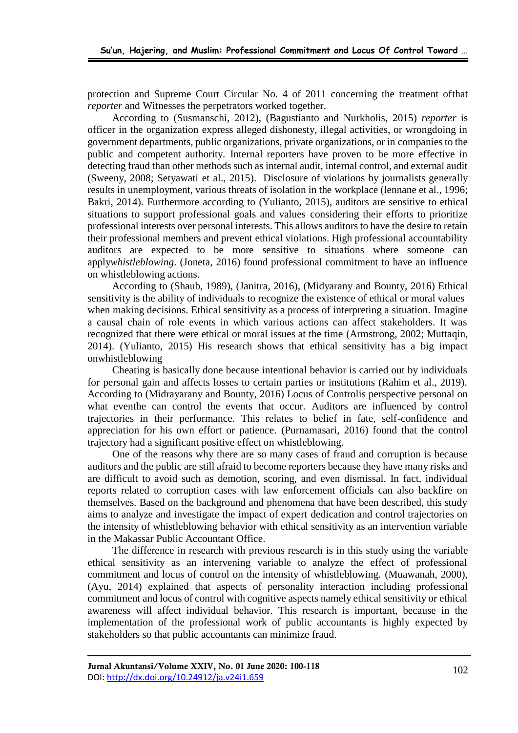protection and Supreme Court Circular No. 4 of 2011 concerning the treatment ofthat *reporter* and Witnesses the perpetrators worked together.

According to (Susmanschi, 2012), (Bagustianto and Nurkholis, 2015) *reporter* is officer in the organization express alleged dishonesty, illegal activities, or wrongdoing in government departments, public organizations, private organizations, or in companies to the public and competent authority. Internal reporters have proven to be more effective in detecting fraud than other methods such as internal audit, internal control, and external audit (Sweeny, 2008; Setyawati et al., 2015). Disclosure of violations by journalists generally results in unemployment, various threats of isolation in the workplace (lennane et al., 1996; Bakri, 2014). Furthermore according to (Yulianto, 2015), auditors are sensitive to ethical situations to support professional goals and values considering their efforts to prioritize professional interests over personal interests. This allows auditors to have the desire to retain their professional members and prevent ethical violations. High professional accountability auditors are expected to be more sensitive to situations where someone can apply*whistleblowing*. (Joneta, 2016) found professional commitment to have an influence on whistleblowing actions.

According to (Shaub, 1989), (Janitra, 2016), (Midyarany and Bounty, 2016) Ethical sensitivity is the ability of individuals to recognize the existence of ethical or moral values when making decisions. Ethical sensitivity as a process of interpreting a situation. Imagine a causal chain of role events in which various actions can affect stakeholders. It was recognized that there were ethical or moral issues at the time (Armstrong, 2002; Muttaqin, 2014). (Yulianto, 2015) His research shows that ethical sensitivity has a big impact onwhistleblowing

Cheating is basically done because intentional behavior is carried out by individuals for personal gain and affects losses to certain parties or institutions (Rahim et al., 2019). According to (Midrayarany and Bounty, 2016) Locus of Controlis perspective personal on what eventhe can control the events that occur. Auditors are influenced by control trajectories in their performance. This relates to belief in fate, self-confidence and appreciation for his own effort or patience. (Purnamasari, 2016) found that the control trajectory had a significant positive effect on whistleblowing.

One of the reasons why there are so many cases of fraud and corruption is because auditors and the public are still afraid to become reporters because they have many risks and are difficult to avoid such as demotion, scoring, and even dismissal. In fact, individual reports related to corruption cases with law enforcement officials can also backfire on themselves. Based on the background and phenomena that have been described, this study aims to analyze and investigate the impact of expert dedication and control trajectories on the intensity of whistleblowing behavior with ethical sensitivity as an intervention variable in the Makassar Public Accountant Office.

The difference in research with previous research is in this study using the variable ethical sensitivity as an intervening variable to analyze the effect of professional commitment and locus of control on the intensity of whistleblowing. (Muawanah, 2000), (Ayu, 2014) explained that aspects of personality interaction including professional commitment and locus of control with cognitive aspects namely ethical sensitivity or ethical awareness will affect individual behavior. This research is important, because in the implementation of the professional work of public accountants is highly expected by stakeholders so that public accountants can minimize fraud.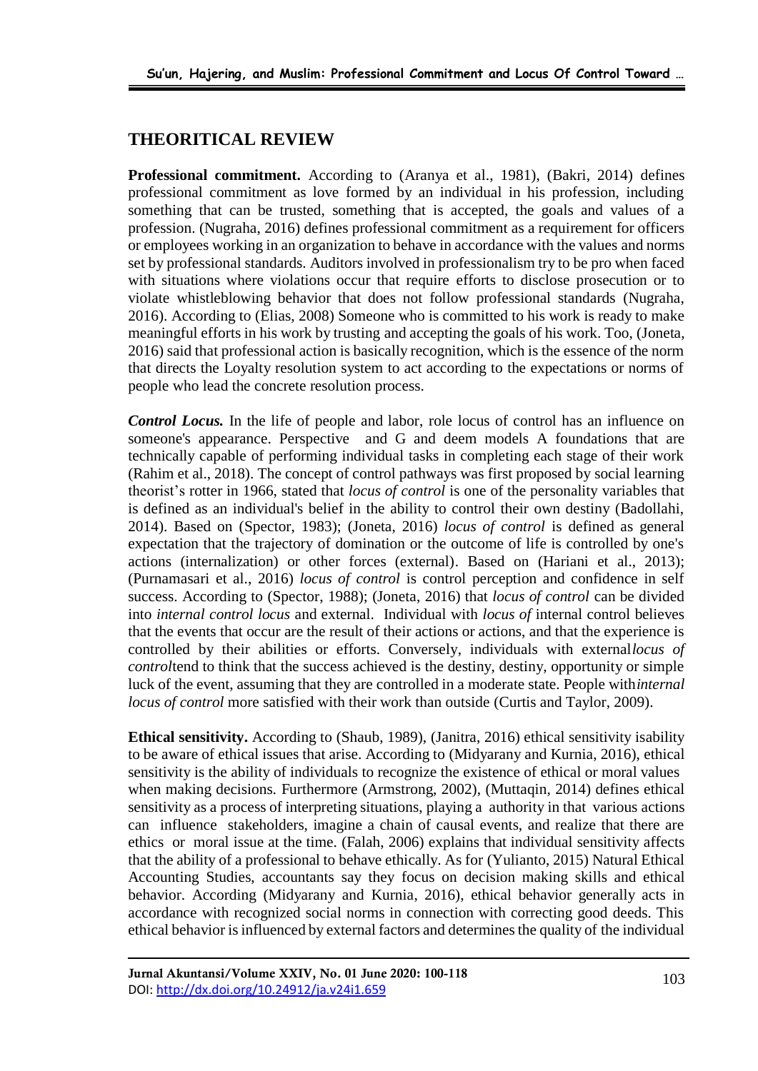## THEORITICAL REVIEW

**Professional commitment.** According to (Aranya et al., 1981), (Bakri, 2014) defines professional commitment as love formed by an individual in his profession, including something that can be trusted, something that is accepted, the goals and values of a profession. (Nugraha, 2016) defines professional commitment as a requirement for officers or employees working in an organization to behave in accordance with the values and norms set by professional standards. Auditors involved in professionalism try to be pro when faced with situations where violations occur that require efforts to disclose prosecution or to violate whistleblowing behavior that does not follow professional standards (Nugraha, 2016). According to (Elias, 2008) Someone who is committed to his work is ready to make meaningful efforts in his work by trusting and accepting the goals of his work. Too, (Joneta, 2016) said that professional action is basically recognition, which is the essence of the norm that directs the Loyalty resolution system to act according to the expectations or norms of people who lead the concrete resolution process.

***Control Locus.*** In the life of people and labor, role locus of control has an influence on someone's appearance. Perspective and G and deem models A foundations that are technically capable of performing individual tasks in completing each stage of their work (Rahim et al., 2018). The concept of control pathways was first proposed by social learning theorist's rotter in 1966, stated that *locus of control* is one of the personality variables that is defined as an individual's belief in the ability to control their own destiny (Badollahi, 2014). Based on (Spector, 1983); (Joneta, 2016) *locus of control* is defined as general expectation that the trajectory of domination or the outcome of life is controlled by one's actions (internalization) or other forces (external). Based on (Hariani et al., 2013); (Purnamasari et al., 2016) *locus of control* is control perception and confidence in self success. According to (Spector, 1988); (Joneta, 2016) that *locus of control* can be divided into *internal control locus* and external. Individual with *locus of* internal control believes that the events that occur are the result of their actions or actions, and that the experience is controlled by their abilities or efforts. Conversely, individuals with external*locus of control*tend to think that the success achieved is the destiny, destiny, opportunity or simple luck of the event, assuming that they are controlled in a moderate state. People with*internal locus of control* more satisfied with their work than outside (Curtis and Taylor, 2009).

**Ethical sensitivity.** According to (Shaub, 1989), (Janitra, 2016) ethical sensitivity isability to be aware of ethical issues that arise. According to (Midyarany and Kurnia, 2016), ethical sensitivity is the ability of individuals to recognize the existence of ethical or moral values when making decisions. Furthermore (Armstrong, 2002), (Muttaqin, 2014) defines ethical sensitivity as a process of interpreting situations, playing a authority in that various actions can influence stakeholders, imagine a chain of causal events, and realize that there are ethics or moral issue at the time. (Falah, 2006) explains that individual sensitivity affects that the ability of a professional to behave ethically. As for (Yulianto, 2015) Natural Ethical Accounting Studies, accountants say they focus on decision making skills and ethical behavior. According (Midyarany and Kurnia, 2016), ethical behavior generally acts in accordance with recognized social norms in connection with correcting good deeds. This ethical behavior is influenced by external factors and determines the quality of the individual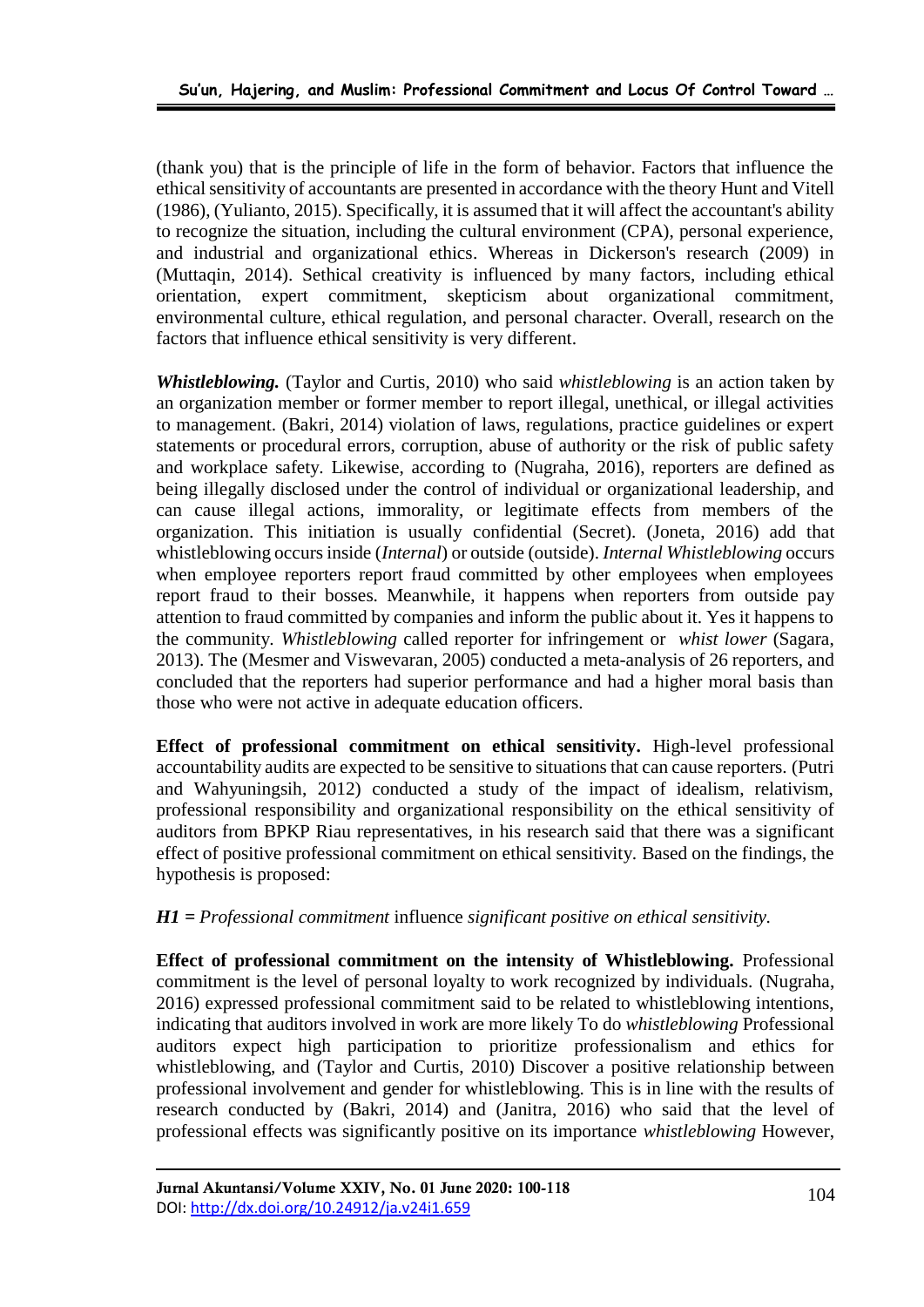(thank you) that is the principle of life in the form of behavior. Factors that influence the ethical sensitivity of accountants are presented in accordance with the theory Hunt and Vitell (1986), (Yulianto, 2015). Specifically, it is assumed that it will affect the accountant's ability to recognize the situation, including the cultural environment (CPA), personal experience, and industrial and organizational ethics. Whereas in Dickerson's research (2009) in (Muttaqin, 2014). Sethical creativity is influenced by many factors, including ethical orientation, expert commitment, skepticism about organizational commitment, environmental culture, ethical regulation, and personal character. Overall, research on the factors that influence ethical sensitivity is very different.

***Whistleblowing.*** (Taylor and Curtis, 2010) who said *whistleblowing* is an action taken by an organization member or former member to report illegal, unethical, or illegal activities to management. (Bakri, 2014) violation of laws, regulations, practice guidelines or expert statements or procedural errors, corruption, abuse of authority or the risk of public safety and workplace safety. Likewise, according to (Nugraha, 2016), reporters are defined as being illegally disclosed under the control of individual or organizational leadership, and can cause illegal actions, immorality, or legitimate effects from members of the organization. This initiation is usually confidential (Secret). (Joneta, 2016) add that whistleblowing occurs inside (*Internal*) or outside (outside). *Internal Whistleblowing* occurs when employee reporters report fraud committed by other employees when employees report fraud to their bosses. Meanwhile, it happens when reporters from outside pay attention to fraud committed by companies and inform the public about it. Yes it happens to the community. *Whistleblowing* called reporter for infringement or *whist lower* (Sagara, 2013). The (Mesmer and Viswevaran, 2005) conducted a meta-analysis of 26 reporters, and concluded that the reporters had superior performance and had a higher moral basis than those who were not active in adequate education officers.

**Effect of professional commitment on ethical sensitivity.** High-level professional accountability audits are expected to be sensitive to situations that can cause reporters. (Putri and Wahyuningsih, 2012) conducted a study of the impact of idealism, relativism, professional responsibility and organizational responsibility on the ethical sensitivity of auditors from BPKP Riau representatives, in his research said that there was a significant effect of positive professional commitment on ethical sensitivity. Based on the findings, the hypothesis is proposed:

***H1** = Professional commitment* influence *significant positive on ethical sensitivity.*

**Effect of professional commitment on the intensity of Whistleblowing.** Professional commitment is the level of personal loyalty to work recognized by individuals. (Nugraha, 2016) expressed professional commitment said to be related to whistleblowing intentions, indicating that auditors involved in work are more likely To do *whistleblowing* Professional auditors expect high participation to prioritize professionalism and ethics for whistleblowing, and (Taylor and Curtis, 2010) Discover a positive relationship between professional involvement and gender for whistleblowing. This is in line with the results of research conducted by (Bakri, 2014) and (Janitra, 2016) who said that the level of professional effects was significantly positive on its importance *whistleblowing* However,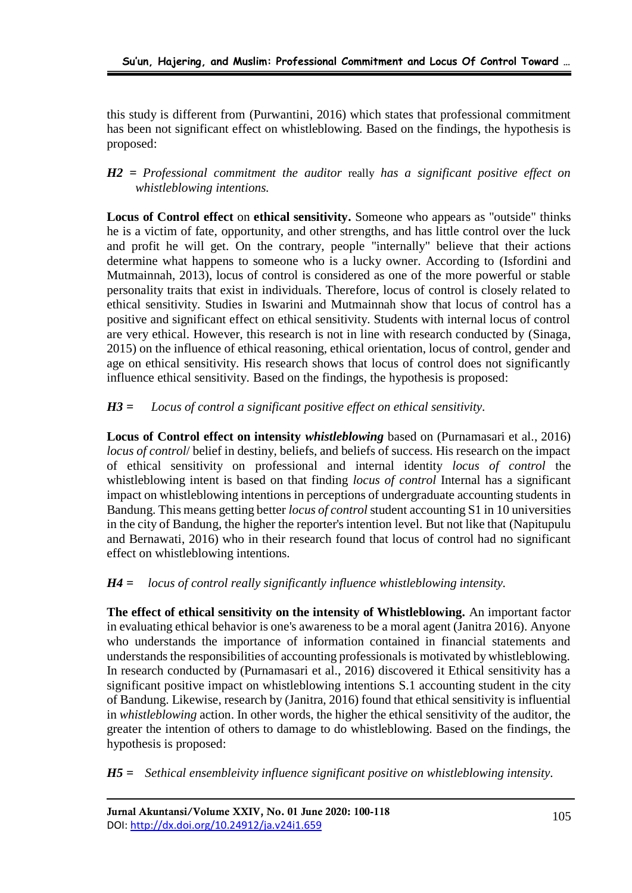this study is different from (Purwantini, 2016) which states that professional commitment has been not significant effect on whistleblowing. Based on the findings, the hypothesis is proposed:

***H2** = Professional commitment the auditor* really *has a significant positive effect on whistleblowing intentions.*

**Locus of Control effect** on **ethical sensitivity.** Someone who appears as "outside" thinks he is a victim of fate, opportunity, and other strengths, and has little control over the luck and profit he will get. On the contrary, people "internally" believe that their actions determine what happens to someone who is a lucky owner. According to (Isfordini and Mutmainnah, 2013), locus of control is considered as one of the more powerful or stable personality traits that exist in individuals. Therefore, locus of control is closely related to ethical sensitivity. Studies in Iswarini and Mutmainnah show that locus of control has a positive and significant effect on ethical sensitivity. Students with internal locus of control are very ethical. However, this research is not in line with research conducted by (Sinaga, 2015) on the influence of ethical reasoning, ethical orientation, locus of control, gender and age on ethical sensitivity. His research shows that locus of control does not significantly influence ethical sensitivity. Based on the findings, the hypothesis is proposed:

***H3** = Locus of control a significant positive effect on ethical sensitivity.*

**Locus of Control effect on intensity *whistleblowing*** based on (Purnamasari et al., 2016) *locus of control*/ belief in destiny, beliefs, and beliefs of success. His research on the impact of ethical sensitivity on professional and internal identity *locus of control* the whistleblowing intent is based on that finding *locus of control* Internal has a significant impact on whistleblowing intentions in perceptions of undergraduate accounting students in Bandung. This means getting better *locus of control* student accounting S1 in 10 universities in the city of Bandung, the higher the reporter's intention level. But not like that (Napitupulu and Bernawati, 2016) who in their research found that locus of control had no significant effect on whistleblowing intentions.

***H4** = locus of control really significantly influence whistleblowing intensity.*

**The effect of ethical sensitivity on the intensity of Whistleblowing.** An important factor in evaluating ethical behavior is one's awareness to be a moral agent (Janitra 2016). Anyone who understands the importance of information contained in financial statements and understands the responsibilities of accounting professionals is motivated by whistleblowing. In research conducted by (Purnamasari et al., 2016) discovered it Ethical sensitivity has a significant positive impact on whistleblowing intentions S.1 accounting student in the city of Bandung. Likewise, research by (Janitra, 2016) found that ethical sensitivity is influential in *whistleblowing* action. In other words, the higher the ethical sensitivity of the auditor, the greater the intention of others to damage to do whistleblowing. Based on the findings, the hypothesis is proposed:

***H5** = Sethical ensembleivity influence significant positive on whistleblowing intensity.*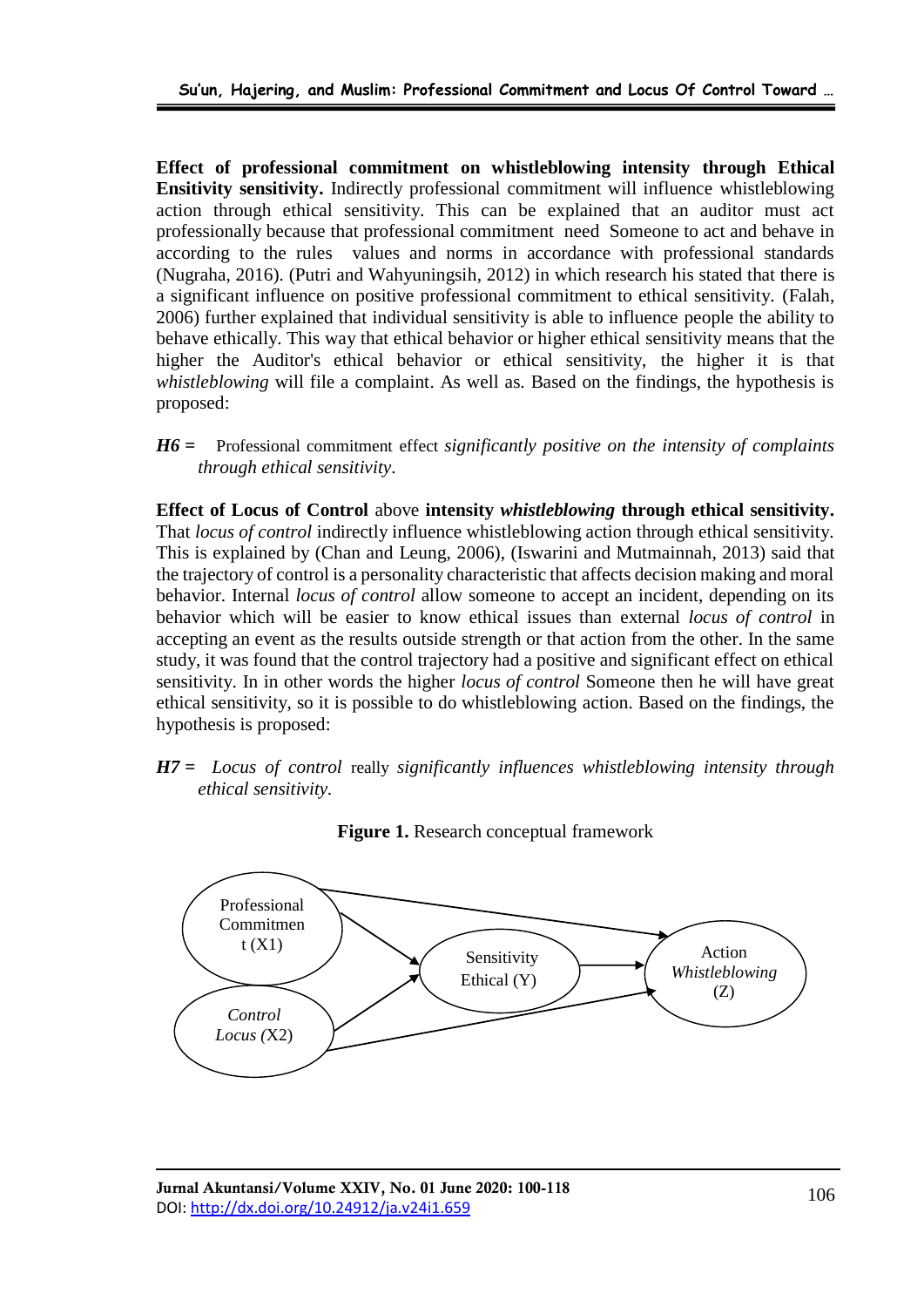**Effect of professional commitment on whistleblowing intensity through Ethical Ensitivity sensitivity.** Indirectly professional commitment will influence whistleblowing action through ethical sensitivity. This can be explained that an auditor must act professionally because that professional commitment need Someone to act and behave in according to the rules values and norms in accordance with professional standards (Nugraha, 2016). (Putri and Wahyuningsih, 2012) in which research his stated that there is a significant influence on positive professional commitment to ethical sensitivity. (Falah, 2006) further explained that individual sensitivity is able to influence people the ability to behave ethically. This way that ethical behavior or higher ethical sensitivity means that the higher the Auditor's ethical behavior or ethical sensitivity, the higher it is that *whistleblowing* will file a complaint. As well as. Based on the findings, the hypothesis is proposed:

***H6*** **=** Professional commitment effect *significantly positive on the intensity of complaints through ethical sensitivity.*

**Effect of Locus of Control** above **intensity *whistleblowing* through ethical sensitivity.** That *locus of control* indirectly influence whistleblowing action through ethical sensitivity. This is explained by (Chan and Leung, 2006), (Iswarini and Mutmainnah, 2013) said that the trajectory of control is a personality characteristic that affects decision making and moral behavior. Internal *locus of control* allow someone to accept an incident, depending on its behavior which will be easier to know ethical issues than external *locus of control* in accepting an event as the results outside strength or that action from the other. In the same study, it was found that the control trajectory had a positive and significant effect on ethical sensitivity. In in other words the higher *locus of control* Someone then he will have great ethical sensitivity, so it is possible to do whistleblowing action. Based on the findings, the hypothesis is proposed:

***H7*** **=** *Locus of control* really *significantly influences whistleblowing intensity through ethical sensitivity.*

**Figure 1.** Research conceptual framework

Professional Commitment (X1) → Sensitivity Ethical (Y) → Action *Whistleblowing* (Z)

*Control Locus* (X2) → Sensitivity Ethical (Y)

Professional Commitment (X1) → Action *Whistleblowing* (Z)

*Control Locus* (X2) → Action *Whistleblowing* (Z)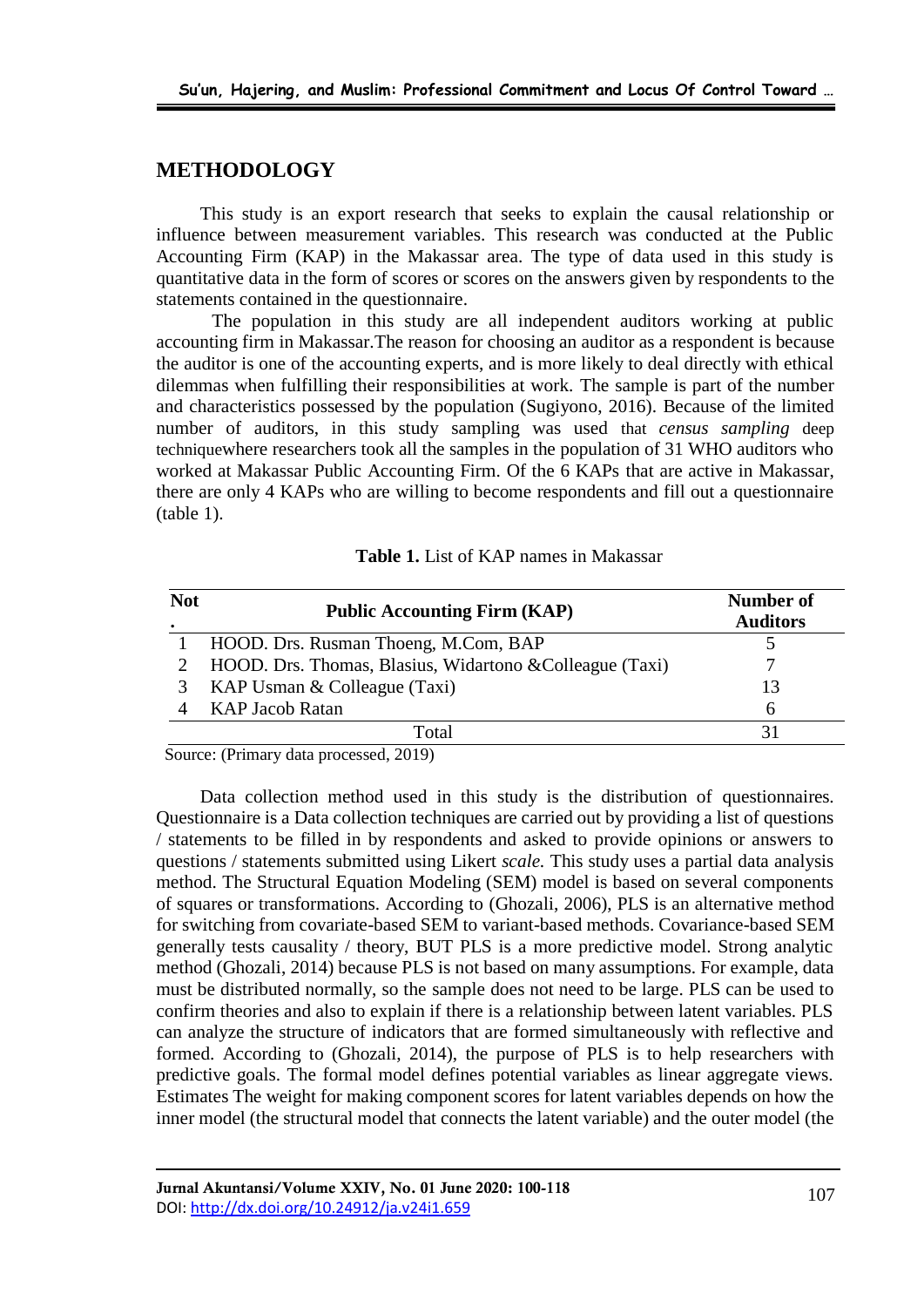## METHODOLOGY

This study is an export research that seeks to explain the causal relationship or influence between measurement variables. This research was conducted at the Public Accounting Firm (KAP) in the Makassar area. The type of data used in this study is quantitative data in the form of scores or scores on the answers given by respondents to the statements contained in the questionnaire.

The population in this study are all independent auditors working at public accounting firm in Makassar.The reason for choosing an auditor as a respondent is because the auditor is one of the accounting experts, and is more likely to deal directly with ethical dilemmas when fulfilling their responsibilities at work. The sample is part of the number and characteristics possessed by the population (Sugiyono, 2016). Because of the limited number of auditors, in this study sampling was used that *census sampling* deep techniquewhere researchers took all the samples in the population of 31 WHO auditors who worked at Makassar Public Accounting Firm. Of the 6 KAPs that are active in Makassar, there are only 4 KAPs who are willing to become respondents and fill out a questionnaire (table 1).

**Table 1.** List of KAP names in Makassar

| Not. | Public Accounting Firm (KAP) | Number of Auditors |
|---|---|---|
| 1 | HOOD. Drs. Rusman Thoeng, M.Com, BAP | 5 |
| 2 | HOOD. Drs. Thomas, Blasius, Widartono &Colleague (Taxi) | 7 |
| 3 | KAP Usman & Colleague (Taxi) | 13 |
| 4 | KAP Jacob Ratan | 6 |
| | Total | 31 |

Source: (Primary data processed, 2019)

Data collection method used in this study is the distribution of questionnaires. Questionnaire is a Data collection techniques are carried out by providing a list of questions / statements to be filled in by respondents and asked to provide opinions or answers to questions / statements submitted using Likert *scale.* This study uses a partial data analysis method. The Structural Equation Modeling (SEM) model is based on several components of squares or transformations. According to (Ghozali, 2006), PLS is an alternative method for switching from covariate-based SEM to variant-based methods. Covariance-based SEM generally tests causality / theory, BUT PLS is a more predictive model. Strong analytic method (Ghozali, 2014) because PLS is not based on many assumptions. For example, data must be distributed normally, so the sample does not need to be large. PLS can be used to confirm theories and also to explain if there is a relationship between latent variables. PLS can analyze the structure of indicators that are formed simultaneously with reflective and formed. According to (Ghozali, 2014), the purpose of PLS is to help researchers with predictive goals. The formal model defines potential variables as linear aggregate views. Estimates The weight for making component scores for latent variables depends on how the inner model (the structural model that connects the latent variable) and the outer model (the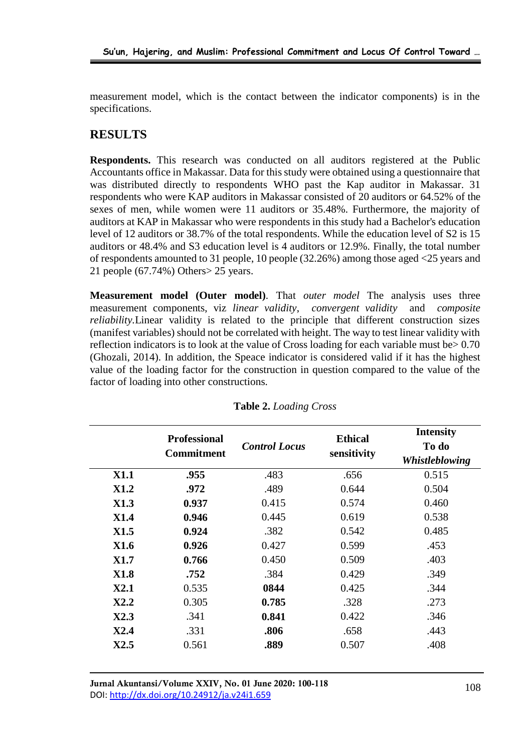measurement model, which is the contact between the indicator components) is in the specifications.

## RESULTS

**Respondents.** This research was conducted on all auditors registered at the Public Accountants office in Makassar. Data for this study were obtained using a questionnaire that was distributed directly to respondents WHO past the Kap auditor in Makassar. 31 respondents who were KAP auditors in Makassar consisted of 20 auditors or 64.52% of the sexes of men, while women were 11 auditors or 35.48%. Furthermore, the majority of auditors at KAP in Makassar who were respondents in this study had a Bachelor's education level of 12 auditors or 38.7% of the total respondents. While the education level of S2 is 15 auditors or 48.4% and S3 education level is 4 auditors or 12.9%. Finally, the total number of respondents amounted to 31 people, 10 people (32.26%) among those aged <25 years and 21 people (67.74%) Others> 25 years.

**Measurement model (Outer model)**. That *outer model* The analysis uses three measurement components, viz *linear validity*, *convergent validity* and *composite reliability*.Linear validity is related to the principle that different construction sizes (manifest variables) should not be correlated with height. The way to test linear validity with reflection indicators is to look at the value of Cross loading for each variable must be> 0.70 (Ghozali, 2014). In addition, the Speace indicator is considered valid if it has the highest value of the loading factor for the construction in question compared to the value of the factor of loading into other constructions.

**Table 2.** *Loading Cross*

| | Professional Commitment | *Control Locus* | Ethical sensitivity | Intensity To do *Whistleblowing* |
|---|---|---|---|---|
| **X1.1** | **.955** | .483 | .656 | 0.515 |
| **X1.2** | **.972** | .489 | 0.644 | 0.504 |
| **X1.3** | **0.937** | 0.415 | 0.574 | 0.460 |
| **X1.4** | **0.946** | 0.445 | 0.619 | 0.538 |
| **X1.5** | **0.924** | .382 | 0.542 | 0.485 |
| **X1.6** | **0.926** | 0.427 | 0.599 | .453 |
| **X1.7** | **0.766** | 0.450 | 0.509 | .403 |
| **X1.8** | **.752** | .384 | 0.429 | .349 |
| **X2.1** | 0.535 | **0844** | 0.425 | .344 |
| **X2.2** | 0.305 | **0.785** | .328 | .273 |
| **X2.3** | .341 | **0.841** | 0.422 | .346 |
| **X2.4** | .331 | **.806** | .658 | .443 |
| **X2.5** | 0.561 | **.889** | 0.507 | .408 |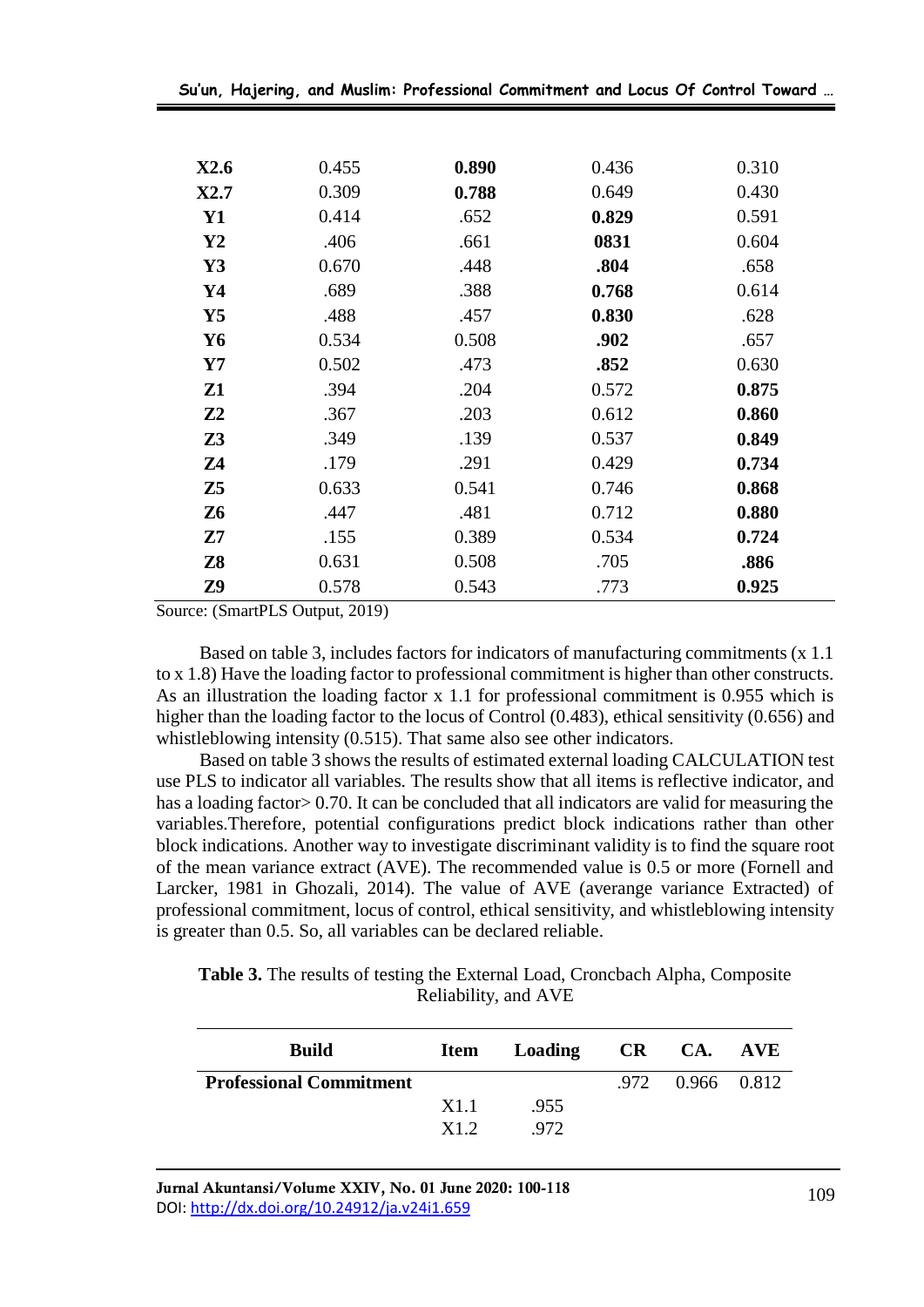| | | | | |
|---|---|---|---|---|
| **X2.6** | 0.455 | **0.890** | 0.436 | 0.310 |
| **X2.7** | 0.309 | **0.788** | 0.649 | 0.430 |
| **Y1** | 0.414 | .652 | **0.829** | 0.591 |
| **Y2** | .406 | .661 | **0831** | 0.604 |
| **Y3** | 0.670 | .448 | **.804** | .658 |
| **Y4** | .689 | .388 | **0.768** | 0.614 |
| **Y5** | .488 | .457 | **0.830** | .628 |
| **Y6** | 0.534 | 0.508 | **.902** | .657 |
| **Y7** | 0.502 | .473 | **.852** | 0.630 |
| **Z1** | .394 | .204 | 0.572 | **0.875** |
| **Z2** | .367 | .203 | 0.612 | **0.860** |
| **Z3** | .349 | .139 | 0.537 | **0.849** |
| **Z4** | .179 | .291 | 0.429 | **0.734** |
| **Z5** | 0.633 | 0.541 | 0.746 | **0.868** |
| **Z6** | .447 | .481 | 0.712 | **0.880** |
| **Z7** | .155 | 0.389 | 0.534 | **0.724** |
| **Z8** | 0.631 | 0.508 | .705 | **.886** |
| **Z9** | 0.578 | 0.543 | .773 | **0.925** |

Source: (SmartPLS Output, 2019)

Based on table 3, includes factors for indicators of manufacturing commitments (x 1.1 to x 1.8) Have the loading factor to professional commitment is higher than other constructs. As an illustration the loading factor x 1.1 for professional commitment is 0.955 which is higher than the loading factor to the locus of Control (0.483), ethical sensitivity (0.656) and whistleblowing intensity (0.515). That same also see other indicators.

Based on table 3 shows the results of estimated external loading CALCULATION test use PLS to indicator all variables. The results show that all items is reflective indicator, and has a loading factor> 0.70. It can be concluded that all indicators are valid for measuring the variables.Therefore, potential configurations predict block indications rather than other block indications. Another way to investigate discriminant validity is to find the square root of the mean variance extract (AVE). The recommended value is 0.5 or more (Fornell and Larcker, 1981 in Ghozali, 2014). The value of AVE (averange variance Extracted) of professional commitment, locus of control, ethical sensitivity, and whistleblowing intensity is greater than 0.5. So, all variables can be declared reliable.

**Table 3.** The results of testing the External Load, Croncbach Alpha, Composite Reliability, and AVE

| Build | Item | Loading | CR | CA. | AVE |
|---|---|---|---|---|---|
| **Professional Commitment** | | | .972 | 0.966 | 0.812 |
| | X1.1 | .955 | | | |
| | X1.2 | .972 | | | |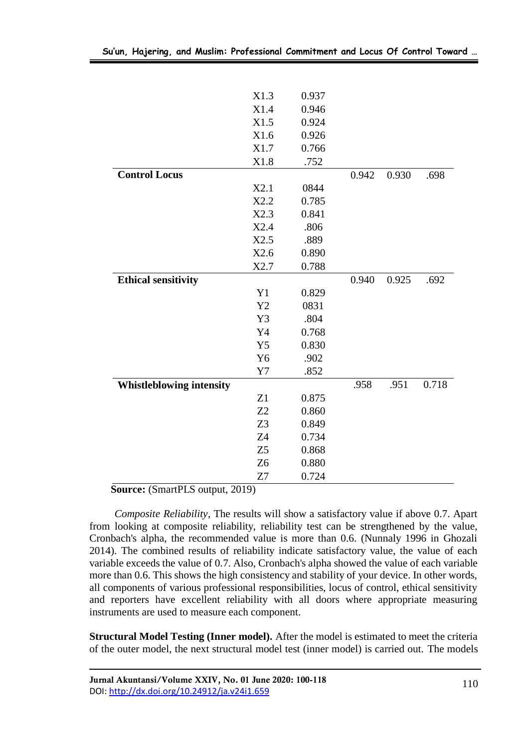| | | | | | |
|---|---|---|---|---|---|
| | X1.3 | 0.937 | | | |
| | X1.4 | 0.946 | | | |
| | X1.5 | 0.924 | | | |
| | X1.6 | 0.926 | | | |
| | X1.7 | 0.766 | | | |
| | X1.8 | .752 | | | |
| **Control Locus** | | | 0.942 | 0.930 | .698 |
| | X2.1 | 0844 | | | |
| | X2.2 | 0.785 | | | |
| | X2.3 | 0.841 | | | |
| | X2.4 | .806 | | | |
| | X2.5 | .889 | | | |
| | X2.6 | 0.890 | | | |
| | X2.7 | 0.788 | | | |
| **Ethical sensitivity** | | | 0.940 | 0.925 | .692 |
| | Y1 | 0.829 | | | |
| | Y2 | 0831 | | | |
| | Y3 | .804 | | | |
| | Y4 | 0.768 | | | |
| | Y5 | 0.830 | | | |
| | Y6 | .902 | | | |
| | Y7 | .852 | | | |
| **Whistleblowing intensity** | | | .958 | .951 | 0.718 |
| | Z1 | 0.875 | | | |
| | Z2 | 0.860 | | | |
| | Z3 | 0.849 | | | |
| | Z4 | 0.734 | | | |
| | Z5 | 0.868 | | | |
| | Z6 | 0.880 | | | |
| | Z7 | 0.724 | | | |

**Source:** (SmartPLS output, 2019)

*Composite Reliability*, The results will show a satisfactory value if above 0.7. Apart from looking at composite reliability, reliability test can be strengthened by the value, Cronbach's alpha, the recommended value is more than 0.6. (Nunnaly 1996 in Ghozali 2014). The combined results of reliability indicate satisfactory value, the value of each variable exceeds the value of 0.7. Also, Cronbach's alpha showed the value of each variable more than 0.6. This shows the high consistency and stability of your device. In other words, all components of various professional responsibilities, locus of control, ethical sensitivity and reporters have excellent reliability with all doors where appropriate measuring instruments are used to measure each component.

**Structural Model Testing (Inner model).** After the model is estimated to meet the criteria of the outer model, the next structural model test (inner model) is carried out. The models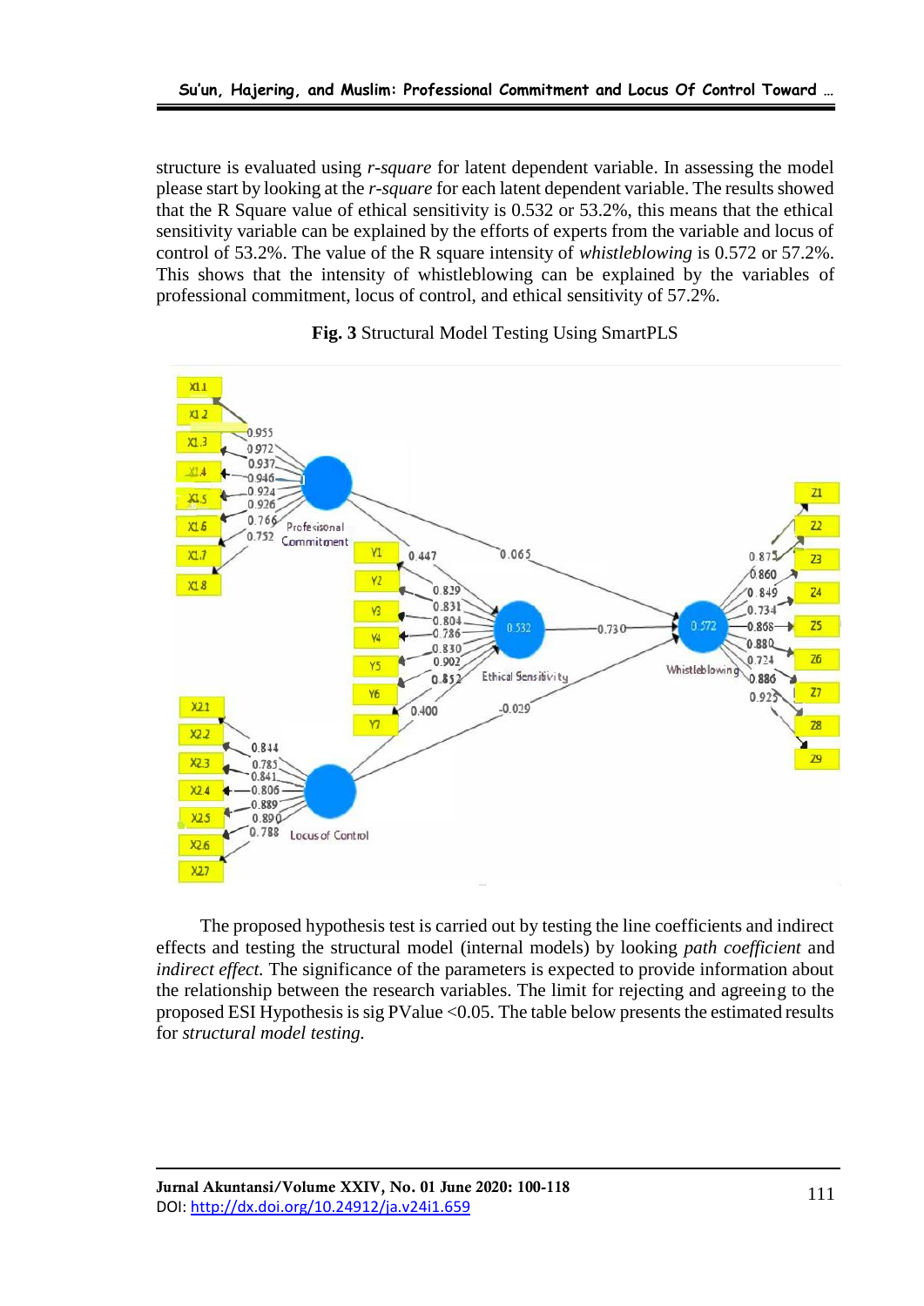structure is evaluated using *r-square* for latent dependent variable. In assessing the model please start by looking at the *r-square* for each latent dependent variable. The results showed that the R Square value of ethical sensitivity is 0.532 or 53.2%, this means that the ethical sensitivity variable can be explained by the efforts of experts from the variable and locus of control of 53.2%. The value of the R square intensity of *whistleblowing* is 0.572 or 57.2%. This shows that the intensity of whistleblowing can be explained by the variables of professional commitment, locus of control, and ethical sensitivity of 57.2%.

**Fig. 3** Structural Model Testing Using SmartPLS

The proposed hypothesis test is carried out by testing the line coefficients and indirect effects and testing the structural model (internal models) by looking *path coefficient* and *indirect effect.* The significance of the parameters is expected to provide information about the relationship between the research variables. The limit for rejecting and agreeing to the proposed ESI Hypothesis is sig PValue <0.05. The table below presents the estimated results for *structural model testing.*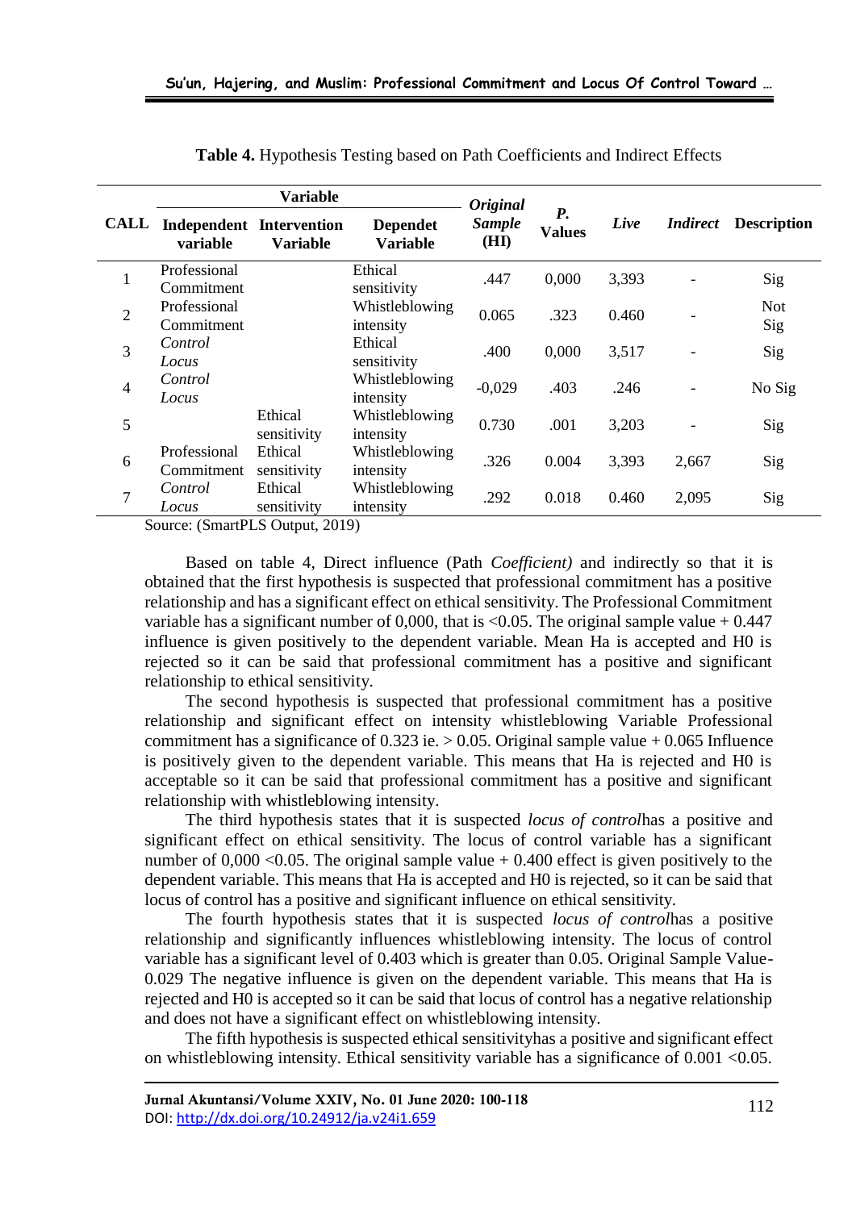**Table 4.** Hypothesis Testing based on Path Coefficients and Indirect Effects

| CALL | Variable | | | *Original Sample* (HI) | *P.* Values | *Live* | *Indirect* | Description |
|---|---|---|---|---|---|---|---|---|
| | Independent variable | Intervention Variable | Dependet Variable | | | | | |
| 1 | Professional Commitment | | Ethical sensitivity | .447 | 0,000 | 3,393 | - | Sig |
| 2 | Professional Commitment | | Whistleblowing intensity | 0.065 | .323 | 0.460 | - | Not Sig |
| 3 | *Control Locus* | | Ethical sensitivity | .400 | 0,000 | 3,517 | - | Sig |
| 4 | *Control Locus* | | Whistleblowing intensity | -0,029 | .403 | .246 | - | No Sig |
| 5 | | Ethical sensitivity | Whistleblowing intensity | 0.730 | .001 | 3,203 | - | Sig |
| 6 | Professional Commitment | Ethical sensitivity | Whistleblowing intensity | .326 | 0.004 | 3,393 | 2,667 | Sig |
| 7 | *Control Locus* | Ethical sensitivity | Whistleblowing intensity | .292 | 0.018 | 0.460 | 2,095 | Sig |

Source: (SmartPLS Output, 2019)

Based on table 4, Direct influence (Path *Coefficient)* and indirectly so that it is obtained that the first hypothesis is suspected that professional commitment has a positive relationship and has a significant effect on ethical sensitivity. The Professional Commitment variable has a significant number of 0,000, that is <0.05. The original sample value + 0.447 influence is given positively to the dependent variable. Mean Ha is accepted and H0 is rejected so it can be said that professional commitment has a positive and significant relationship to ethical sensitivity.

The second hypothesis is suspected that professional commitment has a positive relationship and significant effect on intensity whistleblowing Variable Professional commitment has a significance of 0.323 ie. > 0.05. Original sample value + 0.065 Influence is positively given to the dependent variable. This means that Ha is rejected and H0 is acceptable so it can be said that professional commitment has a positive and significant relationship with whistleblowing intensity.

The third hypothesis states that it is suspected *locus of control*has a positive and significant effect on ethical sensitivity. The locus of control variable has a significant number of 0,000 <0.05. The original sample value + 0.400 effect is given positively to the dependent variable. This means that Ha is accepted and H0 is rejected, so it can be said that locus of control has a positive and significant influence on ethical sensitivity.

The fourth hypothesis states that it is suspected *locus of control*has a positive relationship and significantly influences whistleblowing intensity. The locus of control variable has a significant level of 0.403 which is greater than 0.05. Original Sample Value-0.029 The negative influence is given on the dependent variable. This means that Ha is rejected and H0 is accepted so it can be said that locus of control has a negative relationship and does not have a significant effect on whistleblowing intensity.

The fifth hypothesis is suspected ethical sensitivityhas a positive and significant effect on whistleblowing intensity. Ethical sensitivity variable has a significance of 0.001 <0.05.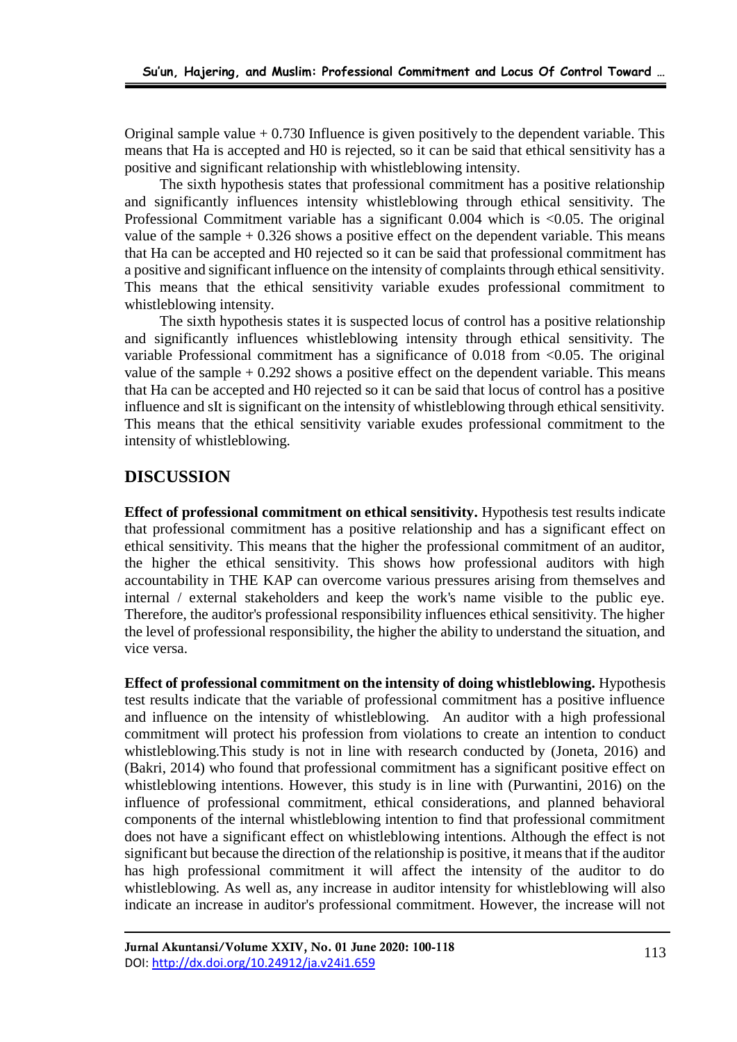Original sample value + 0.730 Influence is given positively to the dependent variable. This means that Ha is accepted and H0 is rejected, so it can be said that ethical sensitivity has a positive and significant relationship with whistleblowing intensity.

The sixth hypothesis states that professional commitment has a positive relationship and significantly influences intensity whistleblowing through ethical sensitivity. The Professional Commitment variable has a significant 0.004 which is <0.05. The original value of the sample + 0.326 shows a positive effect on the dependent variable. This means that Ha can be accepted and H0 rejected so it can be said that professional commitment has a positive and significant influence on the intensity of complaints through ethical sensitivity. This means that the ethical sensitivity variable exudes professional commitment to whistleblowing intensity.

The sixth hypothesis states it is suspected locus of control has a positive relationship and significantly influences whistleblowing intensity through ethical sensitivity. The variable Professional commitment has a significance of 0.018 from <0.05. The original value of the sample + 0.292 shows a positive effect on the dependent variable. This means that Ha can be accepted and H0 rejected so it can be said that locus of control has a positive influence and sIt is significant on the intensity of whistleblowing through ethical sensitivity. This means that the ethical sensitivity variable exudes professional commitment to the intensity of whistleblowing.

## DISCUSSION

**Effect of professional commitment on ethical sensitivity.** Hypothesis test results indicate that professional commitment has a positive relationship and has a significant effect on ethical sensitivity. This means that the higher the professional commitment of an auditor, the higher the ethical sensitivity. This shows how professional auditors with high accountability in THE KAP can overcome various pressures arising from themselves and internal / external stakeholders and keep the work's name visible to the public eye. Therefore, the auditor's professional responsibility influences ethical sensitivity. The higher the level of professional responsibility, the higher the ability to understand the situation, and vice versa.

**Effect of professional commitment on the intensity of doing whistleblowing.** Hypothesis test results indicate that the variable of professional commitment has a positive influence and influence on the intensity of whistleblowing. An auditor with a high professional commitment will protect his profession from violations to create an intention to conduct whistleblowing.This study is not in line with research conducted by (Joneta, 2016) and (Bakri, 2014) who found that professional commitment has a significant positive effect on whistleblowing intentions. However, this study is in line with (Purwantini, 2016) on the influence of professional commitment, ethical considerations, and planned behavioral components of the internal whistleblowing intention to find that professional commitment does not have a significant effect on whistleblowing intentions. Although the effect is not significant but because the direction of the relationship is positive, it means that if the auditor has high professional commitment it will affect the intensity of the auditor to do whistleblowing. As well as, any increase in auditor intensity for whistleblowing will also indicate an increase in auditor's professional commitment. However, the increase will not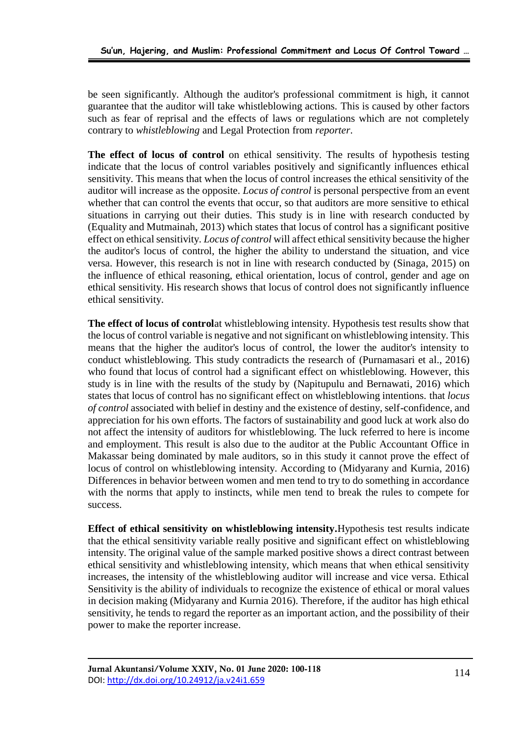be seen significantly. Although the auditor's professional commitment is high, it cannot guarantee that the auditor will take whistleblowing actions. This is caused by other factors such as fear of reprisal and the effects of laws or regulations which are not completely contrary to *whistleblowing* and Legal Protection from *reporter*.

**The effect of locus of control** on ethical sensitivity. The results of hypothesis testing indicate that the locus of control variables positively and significantly influences ethical sensitivity. This means that when the locus of control increases the ethical sensitivity of the auditor will increase as the opposite. *Locus of control* is personal perspective from an event whether that can control the events that occur, so that auditors are more sensitive to ethical situations in carrying out their duties. This study is in line with research conducted by (Equality and Mutmainah, 2013) which states that locus of control has a significant positive effect on ethical sensitivity. *Locus of control* will affect ethical sensitivity because the higher the auditor's locus of control, the higher the ability to understand the situation, and vice versa. However, this research is not in line with research conducted by (Sinaga, 2015) on the influence of ethical reasoning, ethical orientation, locus of control, gender and age on ethical sensitivity. His research shows that locus of control does not significantly influence ethical sensitivity.

**The effect of locus of control**at whistleblowing intensity. Hypothesis test results show that the locus of control variable is negative and not significant on whistleblowing intensity. This means that the higher the auditor's locus of control, the lower the auditor's intensity to conduct whistleblowing. This study contradicts the research of (Purnamasari et al., 2016) who found that locus of control had a significant effect on whistleblowing. However, this study is in line with the results of the study by (Napitupulu and Bernawati, 2016) which states that locus of control has no significant effect on whistleblowing intentions. that *locus of control* associated with belief in destiny and the existence of destiny, self-confidence, and appreciation for his own efforts. The factors of sustainability and good luck at work also do not affect the intensity of auditors for whistleblowing. The luck referred to here is income and employment. This result is also due to the auditor at the Public Accountant Office in Makassar being dominated by male auditors, so in this study it cannot prove the effect of locus of control on whistleblowing intensity. According to (Midyarany and Kurnia, 2016) Differences in behavior between women and men tend to try to do something in accordance with the norms that apply to instincts, while men tend to break the rules to compete for success.

**Effect of ethical sensitivity on whistleblowing intensity.**Hypothesis test results indicate that the ethical sensitivity variable really positive and significant effect on whistleblowing intensity. The original value of the sample marked positive shows a direct contrast between ethical sensitivity and whistleblowing intensity, which means that when ethical sensitivity increases, the intensity of the whistleblowing auditor will increase and vice versa. Ethical Sensitivity is the ability of individuals to recognize the existence of ethical or moral values in decision making (Midyarany and Kurnia 2016). Therefore, if the auditor has high ethical sensitivity, he tends to regard the reporter as an important action, and the possibility of their power to make the reporter increase.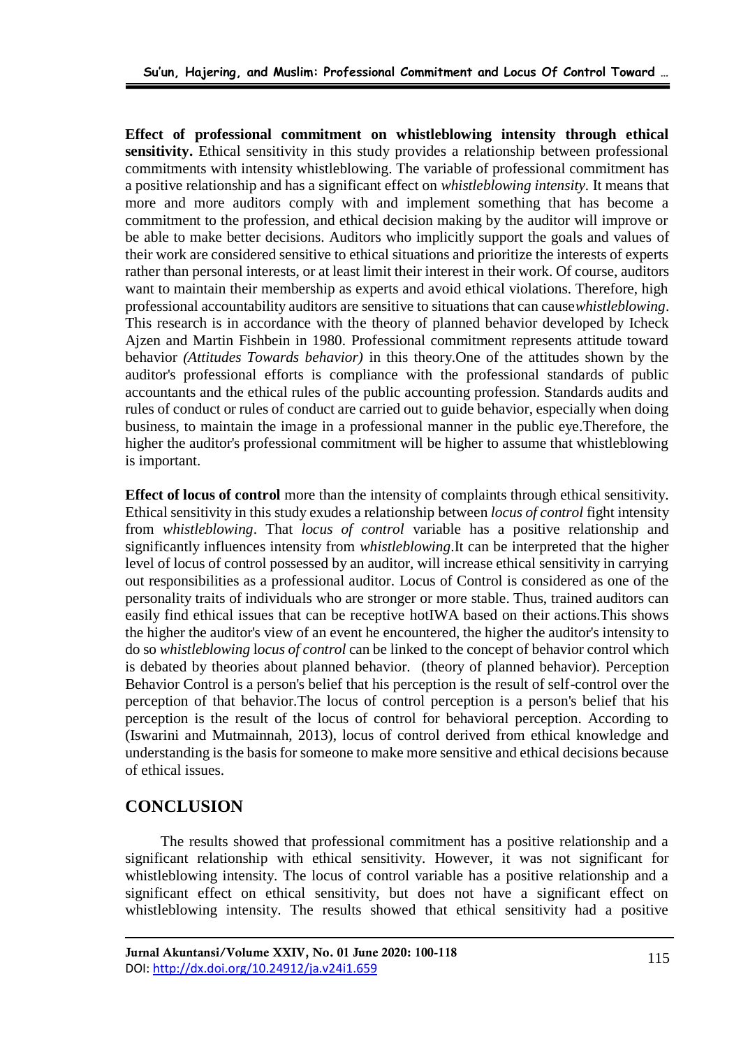**Effect of professional commitment on whistleblowing intensity through ethical sensitivity.** Ethical sensitivity in this study provides a relationship between professional commitments with intensity whistleblowing. The variable of professional commitment has a positive relationship and has a significant effect on *whistleblowing intensity.* It means that more and more auditors comply with and implement something that has become a commitment to the profession, and ethical decision making by the auditor will improve or be able to make better decisions. Auditors who implicitly support the goals and values of their work are considered sensitive to ethical situations and prioritize the interests of experts rather than personal interests, or at least limit their interest in their work. Of course, auditors want to maintain their membership as experts and avoid ethical violations. Therefore, high professional accountability auditors are sensitive to situations that can cause*whistleblowing*. This research is in accordance with the theory of planned behavior developed by Icheck Ajzen and Martin Fishbein in 1980. Professional commitment represents attitude toward behavior *(Attitudes Towards behavior)* in this theory.One of the attitudes shown by the auditor's professional efforts is compliance with the professional standards of public accountants and the ethical rules of the public accounting profession. Standards audits and rules of conduct or rules of conduct are carried out to guide behavior, especially when doing business, to maintain the image in a professional manner in the public eye.Therefore, the higher the auditor's professional commitment will be higher to assume that whistleblowing is important.

**Effect of locus of control** more than the intensity of complaints through ethical sensitivity. Ethical sensitivity in this study exudes a relationship between *locus of control* fight intensity from *whistleblowing*. That *locus of control* variable has a positive relationship and significantly influences intensity from *whistleblowing*.It can be interpreted that the higher level of locus of control possessed by an auditor, will increase ethical sensitivity in carrying out responsibilities as a professional auditor. Locus of Control is considered as one of the personality traits of individuals who are stronger or more stable. Thus, trained auditors can easily find ethical issues that can be receptive hotIWA based on their actions.This shows the higher the auditor's view of an event he encountered, the higher the auditor's intensity to do so *whistleblowing* l*ocus of control* can be linked to the concept of behavior control which is debated by theories about planned behavior. (theory of planned behavior). Perception Behavior Control is a person's belief that his perception is the result of self-control over the perception of that behavior.The locus of control perception is a person's belief that his perception is the result of the locus of control for behavioral perception. According to (Iswarini and Mutmainnah, 2013), locus of control derived from ethical knowledge and understanding is the basis for someone to make more sensitive and ethical decisions because of ethical issues.

## CONCLUSION

The results showed that professional commitment has a positive relationship and a significant relationship with ethical sensitivity. However, it was not significant for whistleblowing intensity. The locus of control variable has a positive relationship and a significant effect on ethical sensitivity, but does not have a significant effect on whistleblowing intensity. The results showed that ethical sensitivity had a positive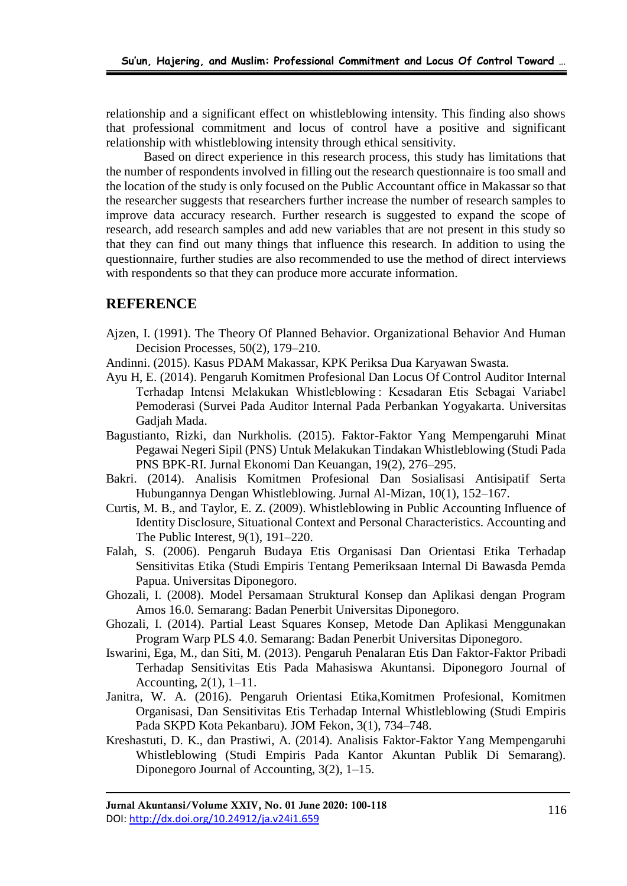relationship and a significant effect on whistleblowing intensity. This finding also shows that professional commitment and locus of control have a positive and significant relationship with whistleblowing intensity through ethical sensitivity.

Based on direct experience in this research process, this study has limitations that the number of respondents involved in filling out the research questionnaire is too small and the location of the study is only focused on the Public Accountant office in Makassar so that the researcher suggests that researchers further increase the number of research samples to improve data accuracy research. Further research is suggested to expand the scope of research, add research samples and add new variables that are not present in this study so that they can find out many things that influence this research. In addition to using the questionnaire, further studies are also recommended to use the method of direct interviews with respondents so that they can produce more accurate information.

## REFERENCE

Ajzen, I. (1991). The Theory Of Planned Behavior. Organizational Behavior And Human Decision Processes, 50(2), 179–210.

Andinni. (2015). Kasus PDAM Makassar, KPK Periksa Dua Karyawan Swasta.

Ayu H, E. (2014). Pengaruh Komitmen Profesional Dan Locus Of Control Auditor Internal Terhadap Intensi Melakukan Whistleblowing : Kesadaran Etis Sebagai Variabel Pemoderasi (Survei Pada Auditor Internal Pada Perbankan Yogyakarta. Universitas Gadjah Mada.

Bagustianto, Rizki, dan Nurkholis. (2015). Faktor-Faktor Yang Mempengaruhi Minat Pegawai Negeri Sipil (PNS) Untuk Melakukan Tindakan Whistleblowing (Studi Pada PNS BPK-RI. Jurnal Ekonomi Dan Keuangan, 19(2), 276–295.

Bakri. (2014). Analisis Komitmen Profesional Dan Sosialisasi Antisipatif Serta Hubungannya Dengan Whistleblowing. Jurnal Al-Mizan, 10(1), 152–167.

Curtis, M. B., and Taylor, E. Z. (2009). Whistleblowing in Public Accounting Influence of Identity Disclosure, Situational Context and Personal Characteristics. Accounting and The Public Interest, 9(1), 191–220.

Falah, S. (2006). Pengaruh Budaya Etis Organisasi Dan Orientasi Etika Terhadap Sensitivitas Etika (Studi Empiris Tentang Pemeriksaan Internal Di Bawasda Pemda Papua. Universitas Diponegoro.

Ghozali, I. (2008). Model Persamaan Struktural Konsep dan Aplikasi dengan Program Amos 16.0. Semarang: Badan Penerbit Universitas Diponegoro.

Ghozali, I. (2014). Partial Least Squares Konsep, Metode Dan Aplikasi Menggunakan Program Warp PLS 4.0. Semarang: Badan Penerbit Universitas Diponegoro.

Iswarini, Ega, M., dan Siti, M. (2013). Pengaruh Penalaran Etis Dan Faktor-Faktor Pribadi Terhadap Sensitivitas Etis Pada Mahasiswa Akuntansi. Diponegoro Journal of Accounting, 2(1), 1–11.

Janitra, W. A. (2016). Pengaruh Orientasi Etika,Komitmen Profesional, Komitmen Organisasi, Dan Sensitivitas Etis Terhadap Internal Whistleblowing (Studi Empiris Pada SKPD Kota Pekanbaru). JOM Fekon, 3(1), 734–748.

Kreshastuti, D. K., dan Prastiwi, A. (2014). Analisis Faktor-Faktor Yang Mempengaruhi Whistleblowing (Studi Empiris Pada Kantor Akuntan Publik Di Semarang). Diponegoro Journal of Accounting, 3(2), 1–15.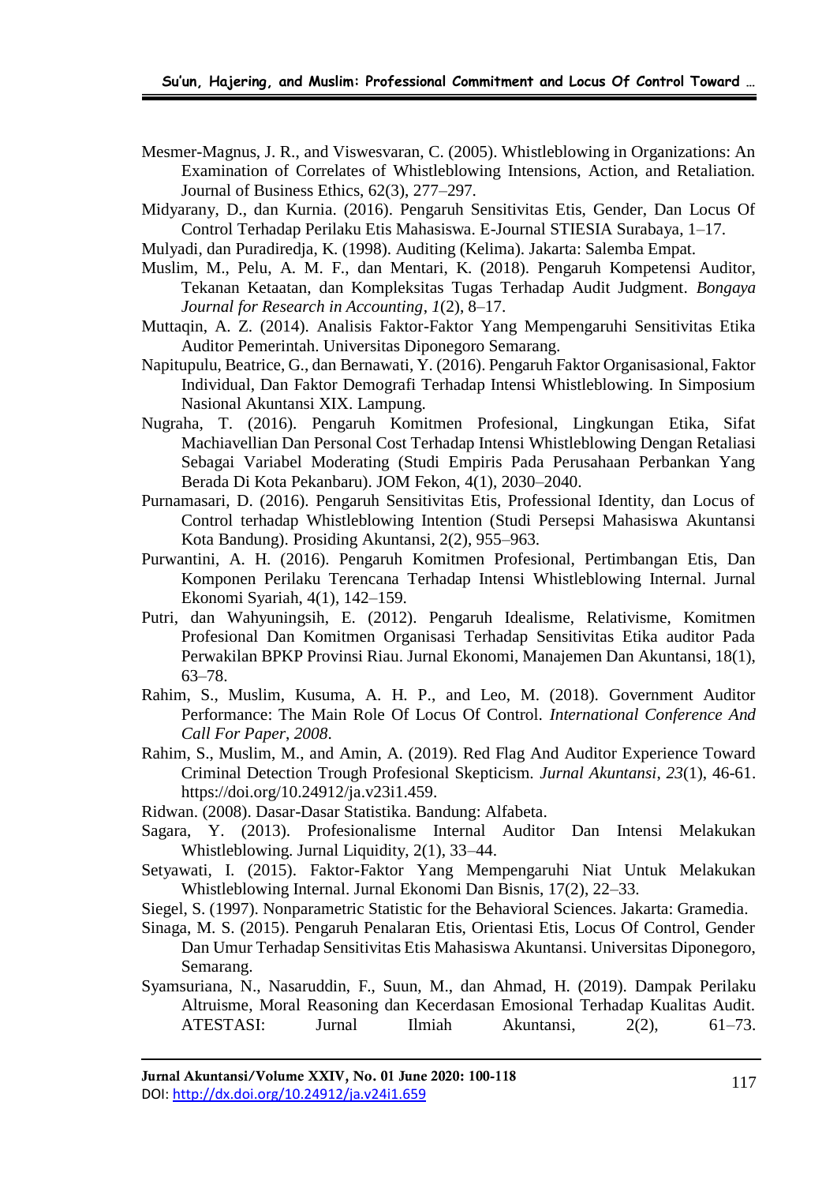Mesmer-Magnus, J. R., and Viswesvaran, C. (2005). Whistleblowing in Organizations: An Examination of Correlates of Whistleblowing Intensions, Action, and Retaliation. Journal of Business Ethics, 62(3), 277–297.

Midyarany, D., dan Kurnia. (2016). Pengaruh Sensitivitas Etis, Gender, Dan Locus Of Control Terhadap Perilaku Etis Mahasiswa. E-Journal STIESIA Surabaya, 1–17.

Mulyadi, dan Puradiredja, K. (1998). Auditing (Kelima). Jakarta: Salemba Empat.

Muslim, M., Pelu, A. M. F., dan Mentari, K. (2018). Pengaruh Kompetensi Auditor, Tekanan Ketaatan, dan Kompleksitas Tugas Terhadap Audit Judgment. *Bongaya Journal for Research in Accounting*, *1*(2), 8–17.

Muttaqin, A. Z. (2014). Analisis Faktor-Faktor Yang Mempengaruhi Sensitivitas Etika Auditor Pemerintah. Universitas Diponegoro Semarang.

Napitupulu, Beatrice, G., dan Bernawati, Y. (2016). Pengaruh Faktor Organisasional, Faktor Individual, Dan Faktor Demografi Terhadap Intensi Whistleblowing. In Simposium Nasional Akuntansi XIX. Lampung.

Nugraha, T. (2016). Pengaruh Komitmen Profesional, Lingkungan Etika, Sifat Machiavellian Dan Personal Cost Terhadap Intensi Whistleblowing Dengan Retaliasi Sebagai Variabel Moderating (Studi Empiris Pada Perusahaan Perbankan Yang Berada Di Kota Pekanbaru). JOM Fekon, 4(1), 2030–2040.

Purnamasari, D. (2016). Pengaruh Sensitivitas Etis, Professional Identity, dan Locus of Control terhadap Whistleblowing Intention (Studi Persepsi Mahasiswa Akuntansi Kota Bandung). Prosiding Akuntansi, 2(2), 955–963.

Purwantini, A. H. (2016). Pengaruh Komitmen Profesional, Pertimbangan Etis, Dan Komponen Perilaku Terencana Terhadap Intensi Whistleblowing Internal. Jurnal Ekonomi Syariah, 4(1), 142–159.

Putri, dan Wahyuningsih, E. (2012). Pengaruh Idealisme, Relativisme, Komitmen Profesional Dan Komitmen Organisasi Terhadap Sensitivitas Etika auditor Pada Perwakilan BPKP Provinsi Riau. Jurnal Ekonomi, Manajemen Dan Akuntansi, 18(1), 63–78.

Rahim, S., Muslim, Kusuma, A. H. P., and Leo, M. (2018). Government Auditor Performance: The Main Role Of Locus Of Control. *International Conference And Call For Paper*, *2008*.

Rahim, S., Muslim, M., and Amin, A. (2019). Red Flag And Auditor Experience Toward Criminal Detection Trough Profesional Skepticism. *Jurnal Akuntansi*, *23*(1), 46-61. https://doi.org/10.24912/ja.v23i1.459.

Ridwan. (2008). Dasar-Dasar Statistika. Bandung: Alfabeta.

Sagara, Y. (2013). Profesionalisme Internal Auditor Dan Intensi Melakukan Whistleblowing. Jurnal Liquidity, 2(1), 33–44.

Setyawati, I. (2015). Faktor-Faktor Yang Mempengaruhi Niat Untuk Melakukan Whistleblowing Internal. Jurnal Ekonomi Dan Bisnis, 17(2), 22–33.

Siegel, S. (1997). Nonparametric Statistic for the Behavioral Sciences. Jakarta: Gramedia.

Sinaga, M. S. (2015). Pengaruh Penalaran Etis, Orientasi Etis, Locus Of Control, Gender Dan Umur Terhadap Sensitivitas Etis Mahasiswa Akuntansi. Universitas Diponegoro, Semarang.

Syamsuriana, N., Nasaruddin, F., Suun, M., dan Ahmad, H. (2019). Dampak Perilaku Altruisme, Moral Reasoning dan Kecerdasan Emosional Terhadap Kualitas Audit. ATESTASI: Jurnal Ilmiah Akuntansi, 2(2), 61–73.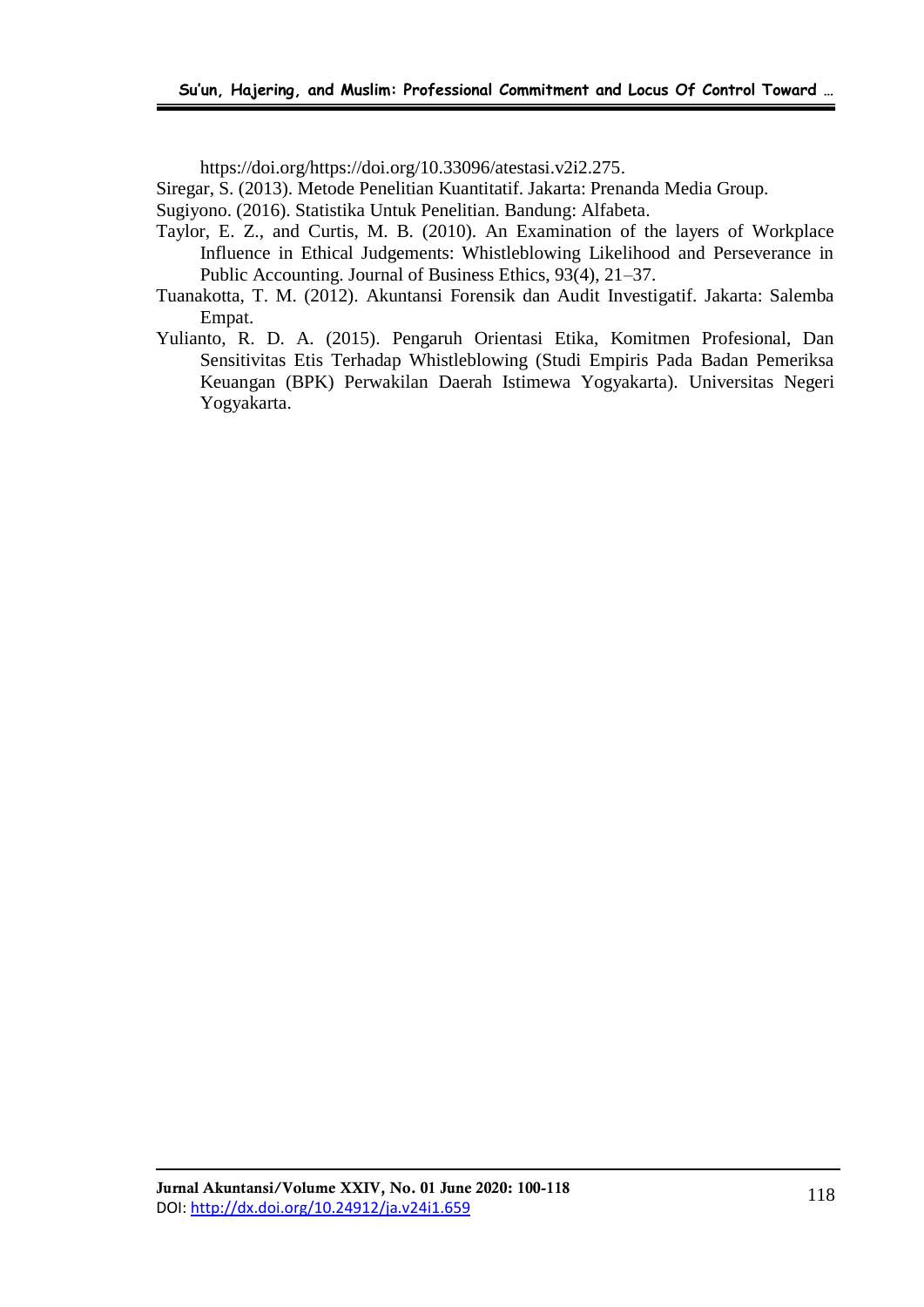https://doi.org/https://doi.org/10.33096/atestasi.v2i2.275.

Siregar, S. (2013). Metode Penelitian Kuantitatif. Jakarta: Prenanda Media Group.

Sugiyono. (2016). Statistika Untuk Penelitian. Bandung: Alfabeta.

Taylor, E. Z., and Curtis, M. B. (2010). An Examination of the layers of Workplace Influence in Ethical Judgements: Whistleblowing Likelihood and Perseverance in Public Accounting. Journal of Business Ethics, 93(4), 21–37.

Tuanakotta, T. M. (2012). Akuntansi Forensik dan Audit Investigatif. Jakarta: Salemba Empat.

Yulianto, R. D. A. (2015). Pengaruh Orientasi Etika, Komitmen Profesional, Dan Sensitivitas Etis Terhadap Whistleblowing (Studi Empiris Pada Badan Pemeriksa Keuangan (BPK) Perwakilan Daerah Istimewa Yogyakarta). Universitas Negeri Yogyakarta.